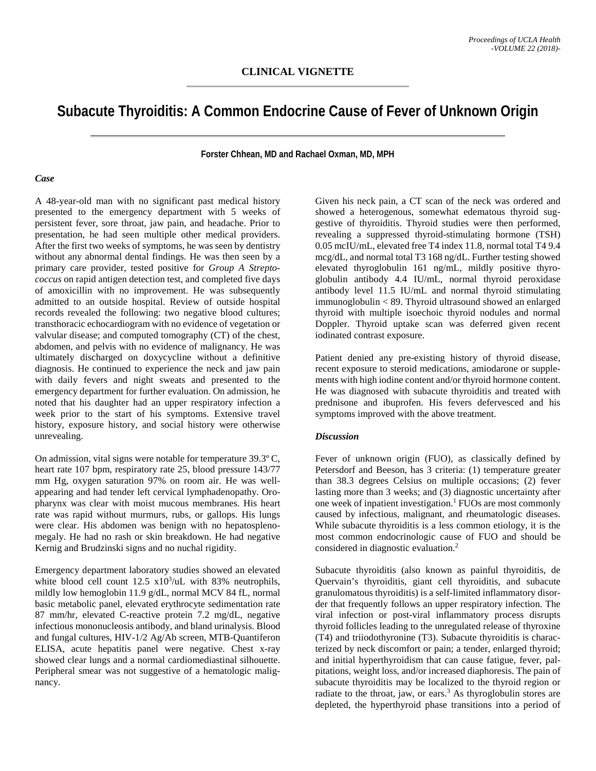## CLINICAL VIGNETTE

# Subacute Thyroiditis: A Common Endocrine Cause of Fever of Unknown Origin

**Forster Chhean, MD and Rachael Oxman, MD, MPH**

### *Case*

A 48-year-old man with no significant past medical history presented to the emergency department with 5 weeks of persistent fever, sore throat, jaw pain, and headache. Prior to presentation, he had seen multiple other medical providers. After the first two weeks of symptoms, he was seen by dentistry without any abnormal dental findings. He was then seen by a primary care provider, tested positive for *Group A Streptococcus* on rapid antigen detection test, and completed five days of amoxicillin with no improvement. He was subsequently admitted to an outside hospital. Review of outside hospital records revealed the following: two negative blood cultures; transthoracic echocardiogram with no evidence of vegetation or valvular disease; and computed tomography (CT) of the chest, abdomen, and pelvis with no evidence of malignancy. He was ultimately discharged on doxycycline without a definitive diagnosis. He continued to experience the neck and jaw pain with daily fevers and night sweats and presented to the emergency department for further evaluation. On admission, he noted that his daughter had an upper respiratory infection a week prior to the start of his symptoms. Extensive travel history, exposure history, and social history were otherwise unrevealing.

On admission, vital signs were notable for temperature 39.3º C, heart rate 107 bpm, respiratory rate 25, blood pressure 143/77 mm Hg, oxygen saturation 97% on room air. He was well-appearing and had tender left cervical lymphadenopathy. Oropharynx was clear with moist mucous membranes. His heart rate was rapid without murmurs, rubs, or gallops. His lungs were clear. His abdomen was benign with no hepatosplenomegaly. He had no rash or skin breakdown. He had negative Kernig and Brudzinski signs and no nuchal rigidity.

Emergency department laboratory studies showed an elevated white blood cell count 12.5 $x10^3$/uL with 83% neutrophils, mildly low hemoglobin 11.9 g/dL, normal MCV 84 fL, normal basic metabolic panel, elevated erythrocyte sedimentation rate 87 mm/hr, elevated C-reactive protein 7.2 mg/dL, negative infectious mononucleosis antibody, and bland urinalysis. Blood and fungal cultures, HIV-1/2 Ag/Ab screen, MTB-Quantiferon ELISA, acute hepatitis panel were negative. Chest x-ray showed clear lungs and a normal cardiomediastinal silhouette. Peripheral smear was not suggestive of a hematologic malignancy.

Given his neck pain, a CT scan of the neck was ordered and showed a heterogenous, somewhat edematous thyroid suggestive of thyroiditis. Thyroid studies were then performed, revealing a suppressed thyroid-stimulating hormone (TSH) 0.05 mcIU/mL, elevated free T4 index 11.8, normal total T4 9.4 mcg/dL, and normal total T3 168 ng/dL. Further testing showed elevated thyroglobulin 161 ng/mL, mildly positive thyroglobulin antibody 4.4 IU/mL, normal thyroid peroxidase antibody level 11.5 IU/mL and normal thyroid stimulating immunoglobulin < 89. Thyroid ultrasound showed an enlarged thyroid with multiple isoechoic thyroid nodules and normal Doppler. Thyroid uptake scan was deferred given recent iodinated contrast exposure.

Patient denied any pre-existing history of thyroid disease, recent exposure to steroid medications, amiodarone or supplements with high iodine content and/or thyroid hormone content. He was diagnosed with subacute thyroiditis and treated with prednisone and ibuprofen. His fevers defervesced and his symptoms improved with the above treatment.

### *Discussion*

Fever of unknown origin (FUO), as classically defined by Petersdorf and Beeson, has 3 criteria: (1) temperature greater than 38.3 degrees Celsius on multiple occasions; (2) fever lasting more than 3 weeks; and (3) diagnostic uncertainty after one week of inpatient investigation.[1] FUOs are most commonly caused by infectious, malignant, and rheumatologic diseases. While subacute thyroiditis is a less common etiology, it is the most common endocrinologic cause of FUO and should be considered in diagnostic evaluation.[2]

Subacute thyroiditis (also known as painful thyroiditis, de Quervain's thyroiditis, giant cell thyroiditis, and subacute granulomatous thyroiditis) is a self-limited inflammatory disorder that frequently follows an upper respiratory infection. The viral infection or post-viral inflammatory process disrupts thyroid follicles leading to the unregulated release of thyroxine (T4) and triiodothyronine (T3). Subacute thyroiditis is characterized by neck discomfort or pain; a tender, enlarged thyroid; and initial hyperthyroidism that can cause fatigue, fever, palpitations, weight loss, and/or increased diaphoresis. The pain of subacute thyroiditis may be localized to the thyroid region or radiate to the throat, jaw, or ears.[3] As thyroglobulin stores are depleted, the hyperthyroid phase transitions into a period of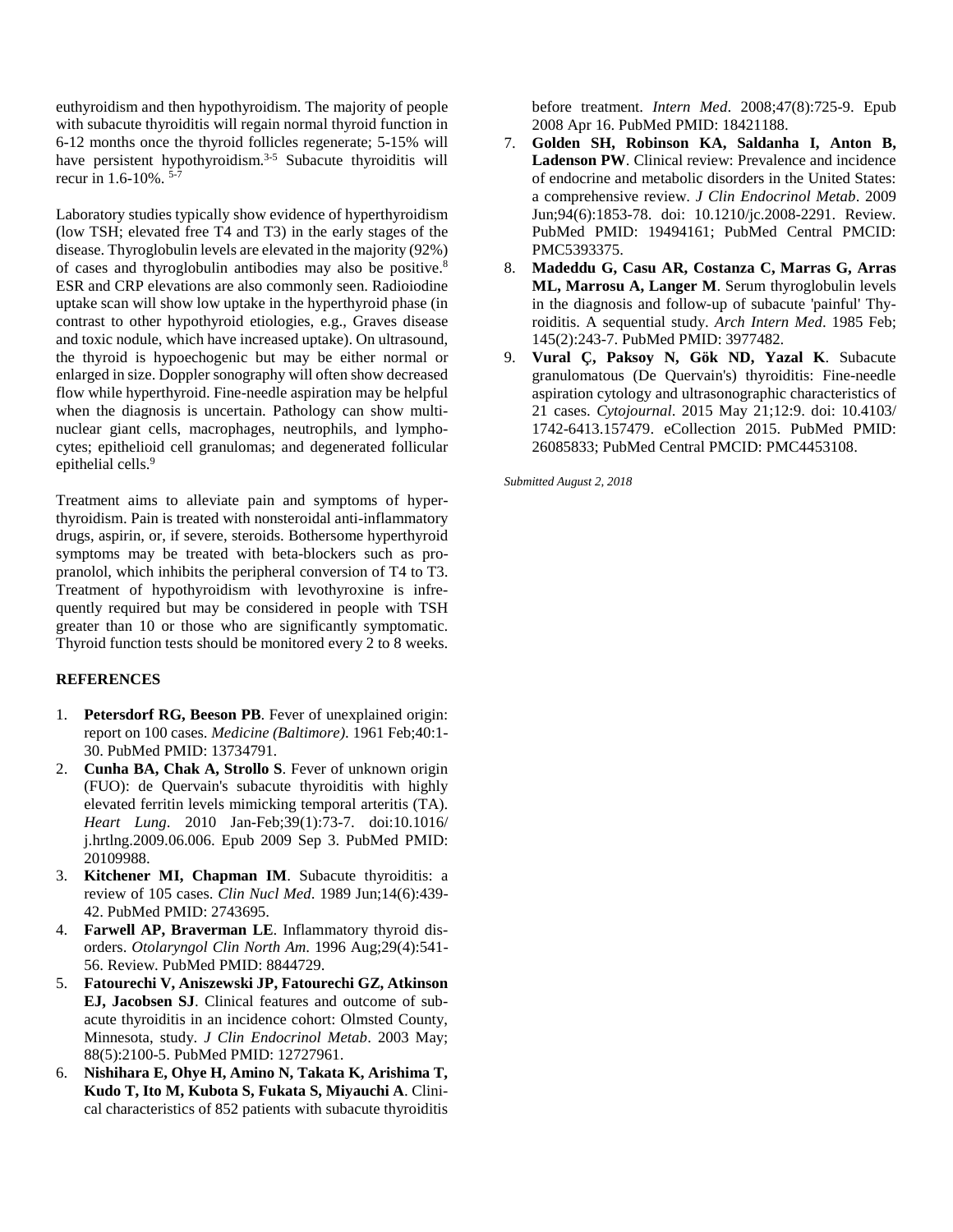euthyroidism and then hypothyroidism. The majority of people with subacute thyroiditis will regain normal thyroid function in 6-12 months once the thyroid follicles regenerate; 5-15% will have persistent hypothyroidism.[3-5] Subacute thyroiditis will recur in 1.6-10%.[5-7]

Laboratory studies typically show evidence of hyperthyroidism (low TSH; elevated free T4 and T3) in the early stages of the disease. Thyroglobulin levels are elevated in the majority (92%) of cases and thyroglobulin antibodies may also be positive.[8] ESR and CRP elevations are also commonly seen. Radioiodine uptake scan will show low uptake in the hyperthyroid phase (in contrast to other hypothyroid etiologies, e.g., Graves disease and toxic nodule, which have increased uptake). On ultrasound, the thyroid is hypoechogenic but may be either normal or enlarged in size. Doppler sonography will often show decreased flow while hyperthyroid. Fine-needle aspiration may be helpful when the diagnosis is uncertain. Pathology can show multinuclear giant cells, macrophages, neutrophils, and lymphocytes; epithelioid cell granulomas; and degenerated follicular epithelial cells.[9]

Treatment aims to alleviate pain and symptoms of hyperthyroidism. Pain is treated with nonsteroidal anti-inflammatory drugs, aspirin, or, if severe, steroids. Bothersome hyperthyroid symptoms may be treated with beta-blockers such as propranolol, which inhibits the peripheral conversion of T4 to T3. Treatment of hypothyroidism with levothyroxine is infrequently required but may be considered in people with TSH greater than 10 or those who are significantly symptomatic. Thyroid function tests should be monitored every 2 to 8 weeks.

## REFERENCES

1. **Petersdorf RG, Beeson PB**. Fever of unexplained origin: report on 100 cases. *Medicine (Baltimore)*. 1961 Feb;40:1-30. PubMed PMID: 13734791.
2. **Cunha BA, Chak A, Strollo S**. Fever of unknown origin (FUO): de Quervain's subacute thyroiditis with highly elevated ferritin levels mimicking temporal arteritis (TA). *Heart Lung*. 2010 Jan-Feb;39(1):73-7. doi:10.1016/j.hrtlng.2009.06.006. Epub 2009 Sep 3. PubMed PMID: 20109988.
3. **Kitchener MI, Chapman IM**. Subacute thyroiditis: a review of 105 cases. *Clin Nucl Med*. 1989 Jun;14(6):439-42. PubMed PMID: 2743695.
4. **Farwell AP, Braverman LE**. Inflammatory thyroid disorders. *Otolaryngol Clin North Am*. 1996 Aug;29(4):541-56. Review. PubMed PMID: 8844729.
5. **Fatourechi V, Aniszewski JP, Fatourechi GZ, Atkinson EJ, Jacobsen SJ**. Clinical features and outcome of subacute thyroiditis in an incidence cohort: Olmsted County, Minnesota, study. *J Clin Endocrinol Metab*. 2003 May;88(5):2100-5. PubMed PMID: 12727961.
6. **Nishihara E, Ohye H, Amino N, Takata K, Arishima T, Kudo T, Ito M, Kubota S, Fukata S, Miyauchi A**. Clinical characteristics of 852 patients with subacute thyroiditis before treatment. *Intern Med*. 2008;47(8):725-9. Epub 2008 Apr 16. PubMed PMID: 18421188.
7. **Golden SH, Robinson KA, Saldanha I, Anton B, Ladenson PW**. Clinical review: Prevalence and incidence of endocrine and metabolic disorders in the United States: a comprehensive review. *J Clin Endocrinol Metab*. 2009 Jun;94(6):1853-78. doi: 10.1210/jc.2008-2291. Review. PubMed PMID: 19494161; PubMed Central PMCID: PMC5393375.
8. **Madeddu G, Casu AR, Costanza C, Marras G, Arras ML, Marrosu A, Langer M**. Serum thyroglobulin levels in the diagnosis and follow-up of subacute 'painful' Thyroiditis. A sequential study. *Arch Intern Med*. 1985 Feb;145(2):243-7. PubMed PMID: 3977482.
9. **Vural Ç, Paksoy N, Gök ND, Yazal K**. Subacute granulomatous (De Quervain's) thyroiditis: Fine-needle aspiration cytology and ultrasonographic characteristics of 21 cases. *Cytojournal*. 2015 May 21;12:9. doi: 10.4103/1742-6413.157479. eCollection 2015. PubMed PMID: 26085833; PubMed Central PMCID: PMC4453108.

*Submitted August 2, 2018*